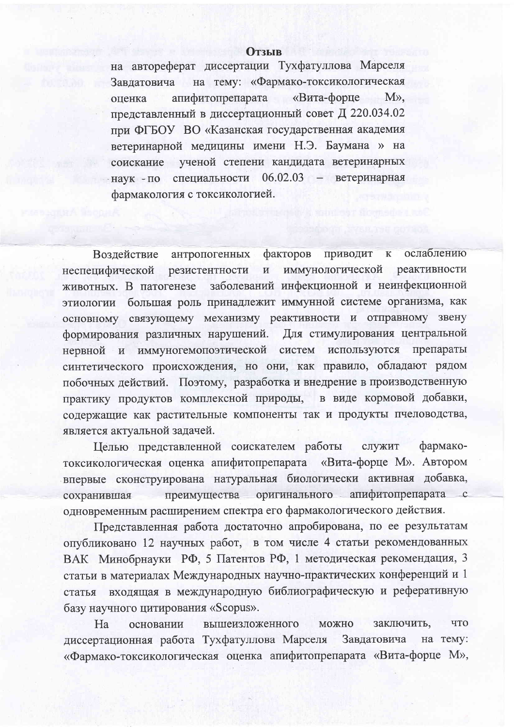# Отзыв

на автореферат диссертации Тухфатуллова Марселя Завдатовича на тему: «Фармако-токсикологическая оценка апифитопрепарата «Вита-форце М», представленный в диссертационный совет Д 220.034.02 при ФГБОУ ВО «Казанская государственная академия ветеринарной медицины имени Н.Э. Баумана » на соискание ученой степени кандидата ветеринарных наук по специальности 06.02.03 – ветеринарная фармакология с токсикологией.

Воздействие антропогенных факторов приводит к ослаблению неспецифической резистентности и иммунологической реактивности животных. В патогенезе заболеваний инфекционной и неинфекционной этиологии большая роль принадлежит иммунной системе организма, как основному связующему механизму реактивности и отправному звену формирования различных нарушений. Для стимулирования центральной нервной и иммуногемопоэтической систем используются препараты синтетического происхождения, но они, как правило, обладают рядом побочных действий. Поэтому, разработка и внедрение в производственную практику продуктов комплексной природы, в виде кормовой добавки, содержащие как растительные компоненты так и продукты пчеловодства, является актуальной задачей.

Целью представленной соискателем работы служит фармако-токсикологическая оценка апифитопрепарата «Вита-форце М». Автором впервые сконструирована натуральная биологически активная добавка, сохранившая преимущества оригинального апифитопрепарата с одновременным расширением спектра его фармакологического действия.

Представленная работа достаточно апробирована, по ее результатам опубликовано 12 научных работ, в том числе 4 статьи рекомендованных ВАК Минобрнауки РФ, 5 Патентов РФ, 1 методическая рекомендация, 3 статьи в материалах Международных научно-практических конференций и 1 статья входящая в международную библиографическую и реферативную базу научного цитирования «Scopus».

На основании вышеизложенного можно заключить, что диссертационная работа Тухфатуллова Марселя Завдатовича на тему: «Фармако-токсикологическая оценка апифитопрепарата «Вита-форце М»,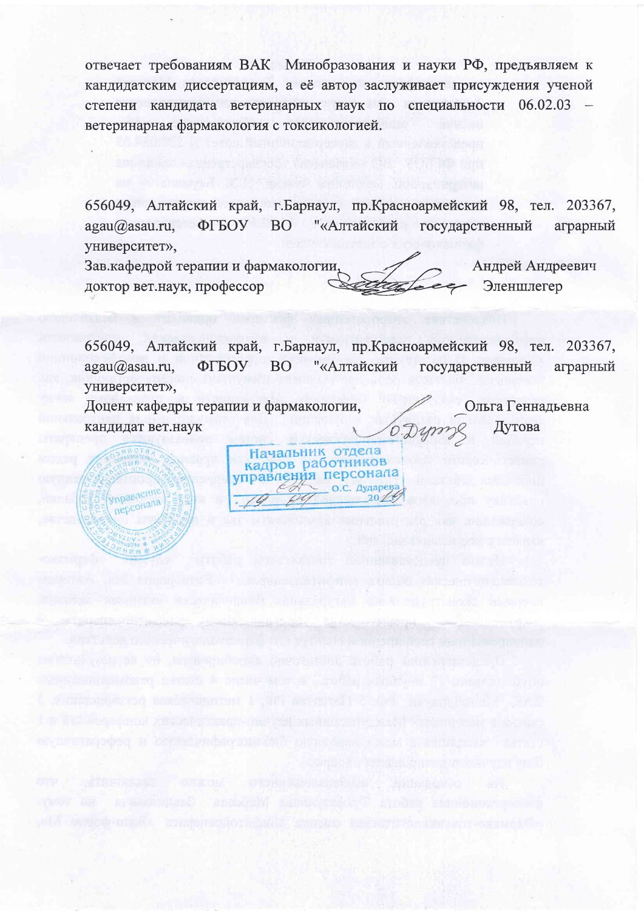отвечает требованиям ВАК Минобразования и науки РФ, предъявляем к кандидатским диссертациям, а её автор заслуживает присуждения ученой степени кандидата ветеринарных наук по специальности 06.02.03 – ветеринарная фармакология с токсикологией.

656049, Алтайский край, г.Барнаул, пр.Красноармейский 98, тел. 203367, agau@asau.ru, ФГБОУ ВО "«Алтайский государственный аграрный университет»,

Зав.кафедрой терапии и фармакологии, доктор вет.наук, профессор — Андрей Андреевич Эленшлегер

656049, Алтайский край, г.Барнаул, пр.Красноармейский 98, тел. 203367, agau@asau.ru, ФГБОУ ВО "«Алтайский государственный аграрный университет»,

Доцент кафедры терапии и фармакологии, кандидат вет.наук — Ольга Геннадьевна Дутова

Начальник отдела кадров работников управления персонала О.С. Дударева 19 .04. 20__